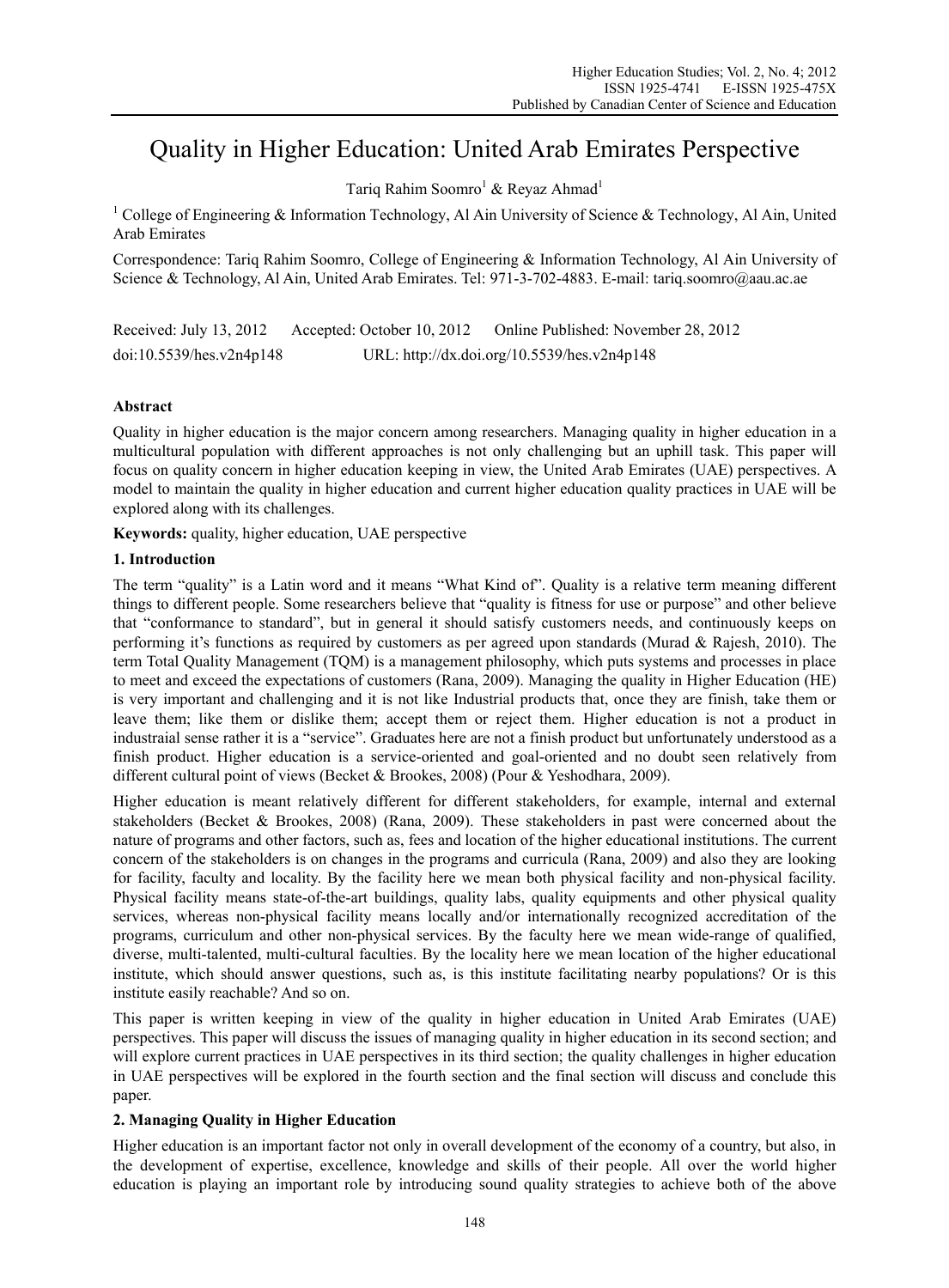# Quality in Higher Education: United Arab Emirates Perspective

Tariq Rahim Soomro[1] & Reyaz Ahmad[1]

[1] College of Engineering & Information Technology, Al Ain University of Science & Technology, Al Ain, United Arab Emirates

Correspondence: Tariq Rahim Soomro, College of Engineering & Information Technology, Al Ain University of Science & Technology, Al Ain, United Arab Emirates. Tel: 971-3-702-4883. E-mail: tariq.soomro@aau.ac.ae

Received: July 13, 2012 Accepted: October 10, 2012 Online Published: November 28, 2012

doi:10.5539/hes.v2n4p148 URL: http://dx.doi.org/10.5539/hes.v2n4p148

## Abstract

Quality in higher education is the major concern among researchers. Managing quality in higher education in a multicultural population with different approaches is not only challenging but an uphill task. This paper will focus on quality concern in higher education keeping in view, the United Arab Emirates (UAE) perspectives. A model to maintain the quality in higher education and current higher education quality practices in UAE will be explored along with its challenges.

**Keywords:** quality, higher education, UAE perspective

## 1. Introduction

The term "quality" is a Latin word and it means "What Kind of". Quality is a relative term meaning different things to different people. Some researchers believe that "quality is fitness for use or purpose" and other believe that "conformance to standard", but in general it should satisfy customers needs, and continuously keeps on performing it's functions as required by customers as per agreed upon standards (Murad & Rajesh, 2010). The term Total Quality Management (TQM) is a management philosophy, which puts systems and processes in place to meet and exceed the expectations of customers (Rana, 2009). Managing the quality in Higher Education (HE) is very important and challenging and it is not like Industrial products that, once they are finish, take them or leave them; like them or dislike them; accept them or reject them. Higher education is not a product in industraial sense rather it is a "service". Graduates here are not a finish product but unfortunately understood as a finish product. Higher education is a service-oriented and goal-oriented and no doubt seen relatively from different cultural point of views (Becket & Brookes, 2008) (Pour & Yeshodhara, 2009).

Higher education is meant relatively different for different stakeholders, for example, internal and external stakeholders (Becket & Brookes, 2008) (Rana, 2009). These stakeholders in past were concerned about the nature of programs and other factors, such as, fees and location of the higher educational institutions. The current concern of the stakeholders is on changes in the programs and curricula (Rana, 2009) and also they are looking for facility, faculty and locality. By the facility here we mean both physical facility and non-physical facility. Physical facility means state-of-the-art buildings, quality labs, quality equipments and other physical quality services, whereas non-physical facility means locally and/or internationally recognized accreditation of the programs, curriculum and other non-physical services. By the faculty here we mean wide-range of qualified, diverse, multi-talented, multi-cultural faculties. By the locality here we mean location of the higher educational institute, which should answer questions, such as, is this institute facilitating nearby populations? Or is this institute easily reachable? And so on.

This paper is written keeping in view of the quality in higher education in United Arab Emirates (UAE) perspectives. This paper will discuss the issues of managing quality in higher education in its second section; and will explore current practices in UAE perspectives in its third section; the quality challenges in higher education in UAE perspectives will be explored in the fourth section and the final section will discuss and conclude this paper.

## 2. Managing Quality in Higher Education

Higher education is an important factor not only in overall development of the economy of a country, but also, in the development of expertise, excellence, knowledge and skills of their people. All over the world higher education is playing an important role by introducing sound quality strategies to achieve both of the above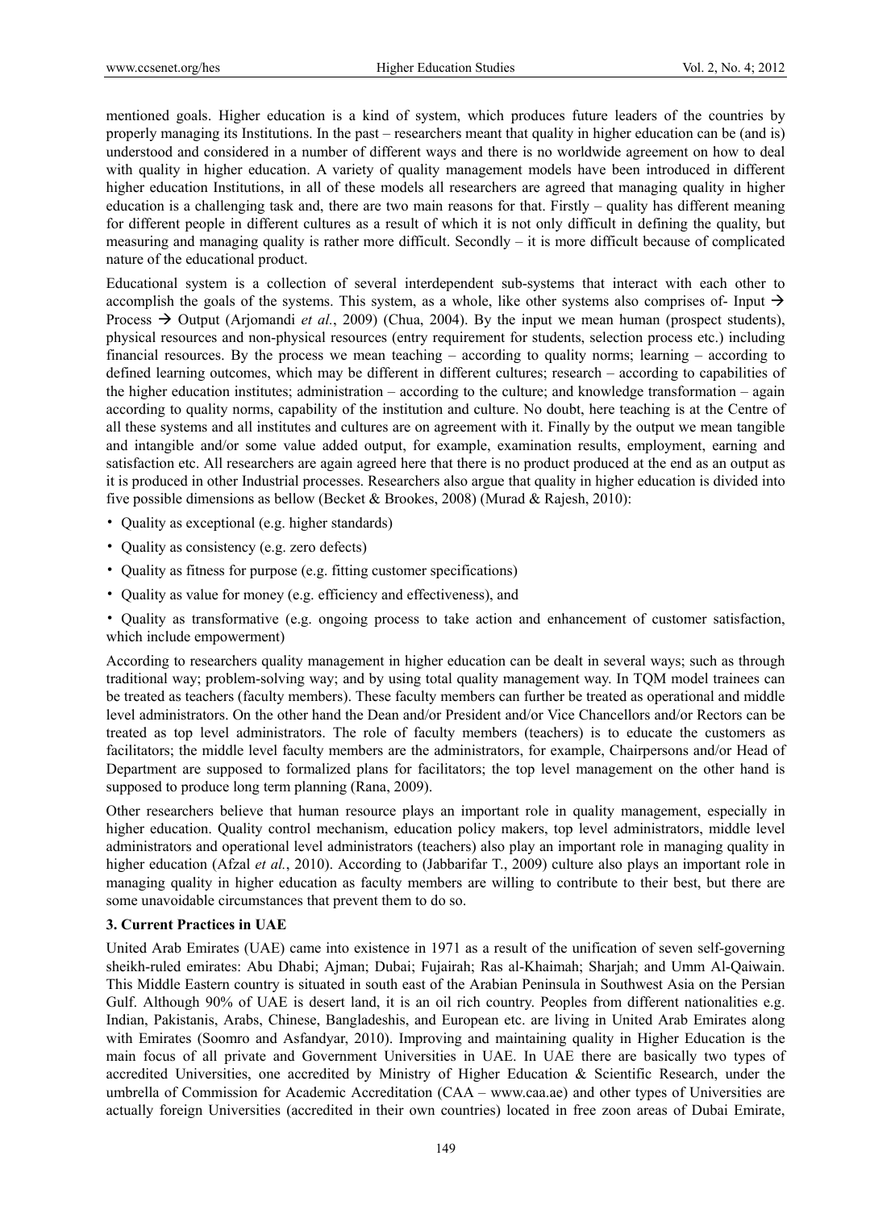mentioned goals. Higher education is a kind of system, which produces future leaders of the countries by properly managing its Institutions. In the past – researchers meant that quality in higher education can be (and is) understood and considered in a number of different ways and there is no worldwide agreement on how to deal with quality in higher education. A variety of quality management models have been introduced in different higher education Institutions, in all of these models all researchers are agreed that managing quality in higher education is a challenging task and, there are two main reasons for that. Firstly – quality has different meaning for different people in different cultures as a result of which it is not only difficult in defining the quality, but measuring and managing quality is rather more difficult. Secondly – it is more difficult because of complicated nature of the educational product.

Educational system is a collection of several interdependent sub-systems that interact with each other to accomplish the goals of the systems. This system, as a whole, like other systems also comprises of- Input → Process → Output (Arjomandi *et al.*, 2009) (Chua, 2004). By the input we mean human (prospect students), physical resources and non-physical resources (entry requirement for students, selection process etc.) including financial resources. By the process we mean teaching – according to quality norms; learning – according to defined learning outcomes, which may be different in different cultures; research – according to capabilities of the higher education institutes; administration – according to the culture; and knowledge transformation – again according to quality norms, capability of the institution and culture. No doubt, here teaching is at the Centre of all these systems and all institutes and cultures are on agreement with it. Finally by the output we mean tangible and intangible and/or some value added output, for example, examination results, employment, earning and satisfaction etc. All researchers are again agreed here that there is no product produced at the end as an output as it is produced in other Industrial processes. Researchers also argue that quality in higher education is divided into five possible dimensions as bellow (Becket & Brookes, 2008) (Murad & Rajesh, 2010):

- Quality as exceptional (e.g. higher standards)
- Quality as consistency (e.g. zero defects)
- Quality as fitness for purpose (e.g. fitting customer specifications)
- Quality as value for money (e.g. efficiency and effectiveness), and
- Quality as transformative (e.g. ongoing process to take action and enhancement of customer satisfaction, which include empowerment)

According to researchers quality management in higher education can be dealt in several ways; such as through traditional way; problem-solving way; and by using total quality management way. In TQM model trainees can be treated as teachers (faculty members). These faculty members can further be treated as operational and middle level administrators. On the other hand the Dean and/or President and/or Vice Chancellors and/or Rectors can be treated as top level administrators. The role of faculty members (teachers) is to educate the customers as facilitators; the middle level faculty members are the administrators, for example, Chairpersons and/or Head of Department are supposed to formalized plans for facilitators; the top level management on the other hand is supposed to produce long term planning (Rana, 2009).

Other researchers believe that human resource plays an important role in quality management, especially in higher education. Quality control mechanism, education policy makers, top level administrators, middle level administrators and operational level administrators (teachers) also play an important role in managing quality in higher education (Afzal *et al.*, 2010). According to (Jabbarifar T., 2009) culture also plays an important role in managing quality in higher education as faculty members are willing to contribute to their best, but there are some unavoidable circumstances that prevent them to do so.

### 3. Current Practices in UAE

United Arab Emirates (UAE) came into existence in 1971 as a result of the unification of seven self-governing sheikh-ruled emirates: Abu Dhabi; Ajman; Dubai; Fujairah; Ras al-Khaimah; Sharjah; and Umm Al-Qaiwain. This Middle Eastern country is situated in south east of the Arabian Peninsula in Southwest Asia on the Persian Gulf. Although 90% of UAE is desert land, it is an oil rich country. Peoples from different nationalities e.g. Indian, Pakistanis, Arabs, Chinese, Bangladeshis, and European etc. are living in United Arab Emirates along with Emirates (Soomro and Asfandyar, 2010). Improving and maintaining quality in Higher Education is the main focus of all private and Government Universities in UAE. In UAE there are basically two types of accredited Universities, one accredited by Ministry of Higher Education & Scientific Research, under the umbrella of Commission for Academic Accreditation (CAA – www.caa.ae) and other types of Universities are actually foreign Universities (accredited in their own countries) located in free zoon areas of Dubai Emirate,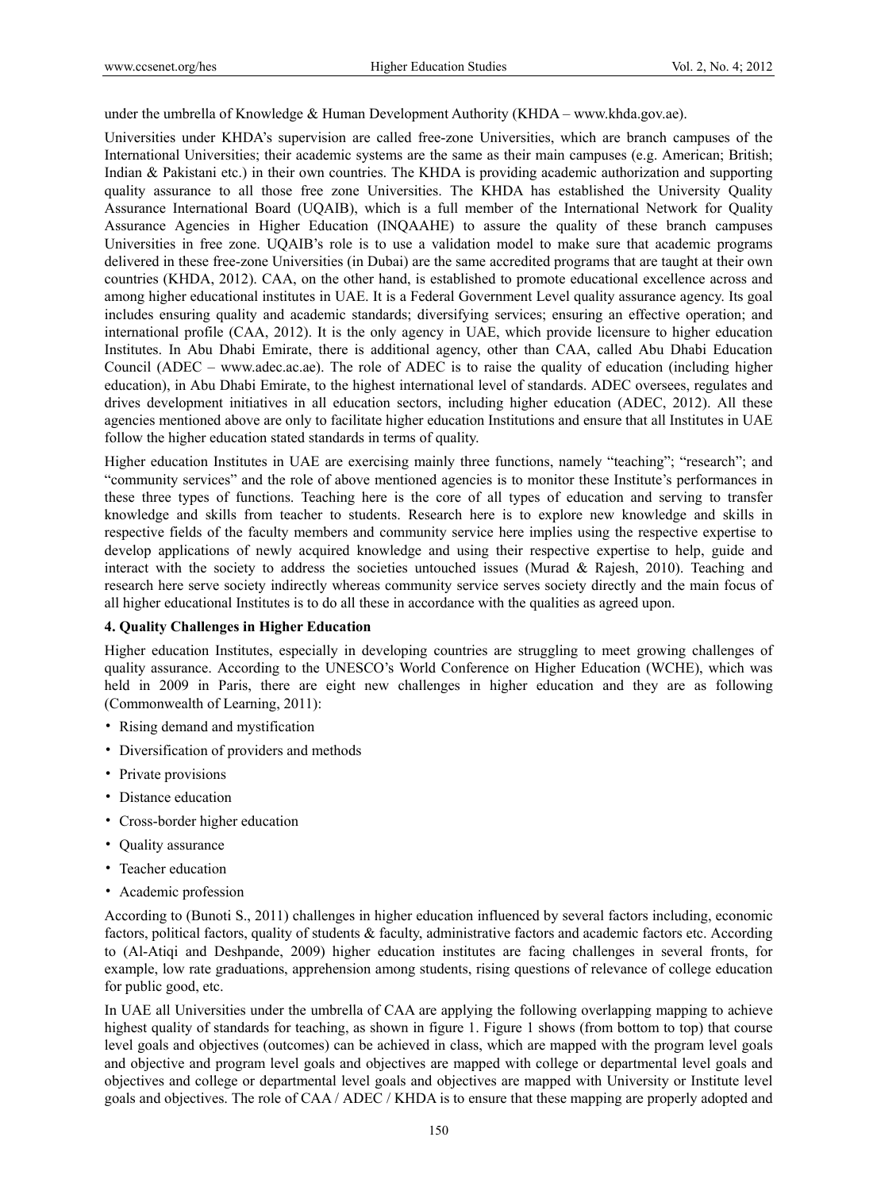under the umbrella of Knowledge & Human Development Authority (KHDA – www.khda.gov.ae).

Universities under KHDA's supervision are called free-zone Universities, which are branch campuses of the International Universities; their academic systems are the same as their main campuses (e.g. American; British; Indian & Pakistani etc.) in their own countries. The KHDA is providing academic authorization and supporting quality assurance to all those free zone Universities. The KHDA has established the University Quality Assurance International Board (UQAIB), which is a full member of the International Network for Quality Assurance Agencies in Higher Education (INQAAHE) to assure the quality of these branch campuses Universities in free zone. UQAIB's role is to use a validation model to make sure that academic programs delivered in these free-zone Universities (in Dubai) are the same accredited programs that are taught at their own countries (KHDA, 2012). CAA, on the other hand, is established to promote educational excellence across and among higher educational institutes in UAE. It is a Federal Government Level quality assurance agency. Its goal includes ensuring quality and academic standards; diversifying services; ensuring an effective operation; and international profile (CAA, 2012). It is the only agency in UAE, which provide licensure to higher education Institutes. In Abu Dhabi Emirate, there is additional agency, other than CAA, called Abu Dhabi Education Council (ADEC – www.adec.ac.ae). The role of ADEC is to raise the quality of education (including higher education), in Abu Dhabi Emirate, to the highest international level of standards. ADEC oversees, regulates and drives development initiatives in all education sectors, including higher education (ADEC, 2012). All these agencies mentioned above are only to facilitate higher education Institutions and ensure that all Institutes in UAE follow the higher education stated standards in terms of quality.

Higher education Institutes in UAE are exercising mainly three functions, namely "teaching"; "research"; and "community services" and the role of above mentioned agencies is to monitor these Institute's performances in these three types of functions. Teaching here is the core of all types of education and serving to transfer knowledge and skills from teacher to students. Research here is to explore new knowledge and skills in respective fields of the faculty members and community service here implies using the respective expertise to develop applications of newly acquired knowledge and using their respective expertise to help, guide and interact with the society to address the societies untouched issues (Murad & Rajesh, 2010). Teaching and research here serve society indirectly whereas community service serves society directly and the main focus of all higher educational Institutes is to do all these in accordance with the qualities as agreed upon.

**4. Quality Challenges in Higher Education**

Higher education Institutes, especially in developing countries are struggling to meet growing challenges of quality assurance. According to the UNESCO's World Conference on Higher Education (WCHE), which was held in 2009 in Paris, there are eight new challenges in higher education and they are as following (Commonwealth of Learning, 2011):

- Rising demand and mystification
- Diversification of providers and methods
- Private provisions
- Distance education
- Cross-border higher education
- Quality assurance
- Teacher education
- Academic profession

According to (Bunoti S., 2011) challenges in higher education influenced by several factors including, economic factors, political factors, quality of students & faculty, administrative factors and academic factors etc. According to (Al-Atiqi and Deshpande, 2009) higher education institutes are facing challenges in several fronts, for example, low rate graduations, apprehension among students, rising questions of relevance of college education for public good, etc.

In UAE all Universities under the umbrella of CAA are applying the following overlapping mapping to achieve highest quality of standards for teaching, as shown in figure 1. Figure 1 shows (from bottom to top) that course level goals and objectives (outcomes) can be achieved in class, which are mapped with the program level goals and objective and program level goals and objectives are mapped with college or departmental level goals and objectives and college or departmental level goals and objectives are mapped with University or Institute level goals and objectives. The role of CAA / ADEC / KHDA is to ensure that these mapping are properly adopted and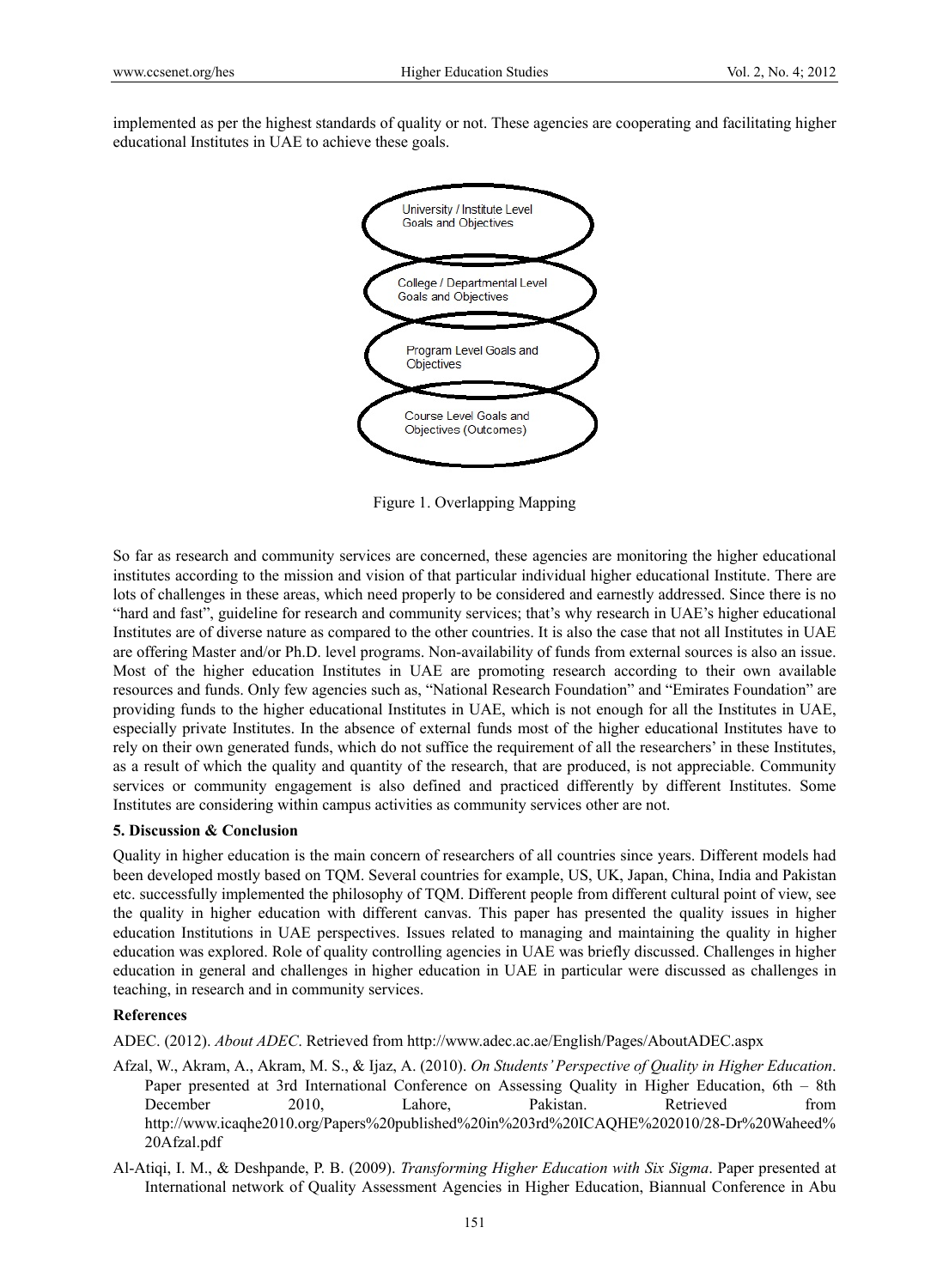implemented as per the highest standards of quality or not. These agencies are cooperating and facilitating higher educational Institutes in UAE to achieve these goals.

University / Institute Level Goals and Objectives

College / Departmental Level Goals and Objectives

Program Level Goals and Objectives

Course Level Goals and Objectives (Outcomes)

Figure 1. Overlapping Mapping

So far as research and community services are concerned, these agencies are monitoring the higher educational institutes according to the mission and vision of that particular individual higher educational Institute. There are lots of challenges in these areas, which need properly to be considered and earnestly addressed. Since there is no "hard and fast", guideline for research and community services; that's why research in UAE's higher educational Institutes are of diverse nature as compared to the other countries. It is also the case that not all Institutes in UAE are offering Master and/or Ph.D. level programs. Non-availability of funds from external sources is also an issue. Most of the higher education Institutes in UAE are promoting research according to their own available resources and funds. Only few agencies such as, "National Research Foundation" and "Emirates Foundation" are providing funds to the higher educational Institutes in UAE, which is not enough for all the Institutes in UAE, especially private Institutes. In the absence of external funds most of the higher educational Institutes have to rely on their own generated funds, which do not suffice the requirement of all the researchers' in these Institutes, as a result of which the quality and quantity of the research, that are produced, is not appreciable. Community services or community engagement is also defined and practiced differently by different Institutes. Some Institutes are considering within campus activities as community services other are not.

## 5. Discussion & Conclusion

Quality in higher education is the main concern of researchers of all countries since years. Different models had been developed mostly based on TQM. Several countries for example, US, UK, Japan, China, India and Pakistan etc. successfully implemented the philosophy of TQM. Different people from different cultural point of view, see the quality in higher education with different canvas. This paper has presented the quality issues in higher education Institutions in UAE perspectives. Issues related to managing and maintaining the quality in higher education was explored. Role of quality controlling agencies in UAE was briefly discussed. Challenges in higher education in general and challenges in higher education in UAE in particular were discussed as challenges in teaching, in research and in community services.

## References

ADEC. (2012). *About ADEC*. Retrieved from http://www.adec.ac.ae/English/Pages/AboutADEC.aspx

Afzal, W., Akram, A., Akram, M. S., & Ijaz, A. (2010). *On Students' Perspective of Quality in Higher Education*. Paper presented at 3rd International Conference on Assessing Quality in Higher Education, 6th – 8th December 2010, Lahore, Pakistan. Retrieved from http://www.icaqhe2010.org/Papers%20published%20in%203rd%20ICAQHE%202010/28-Dr%20Waheed%20Afzal.pdf

Al-Atiqi, I. M., & Deshpande, P. B. (2009). *Transforming Higher Education with Six Sigma*. Paper presented at International network of Quality Assessment Agencies in Higher Education, Biannual Conference in Abu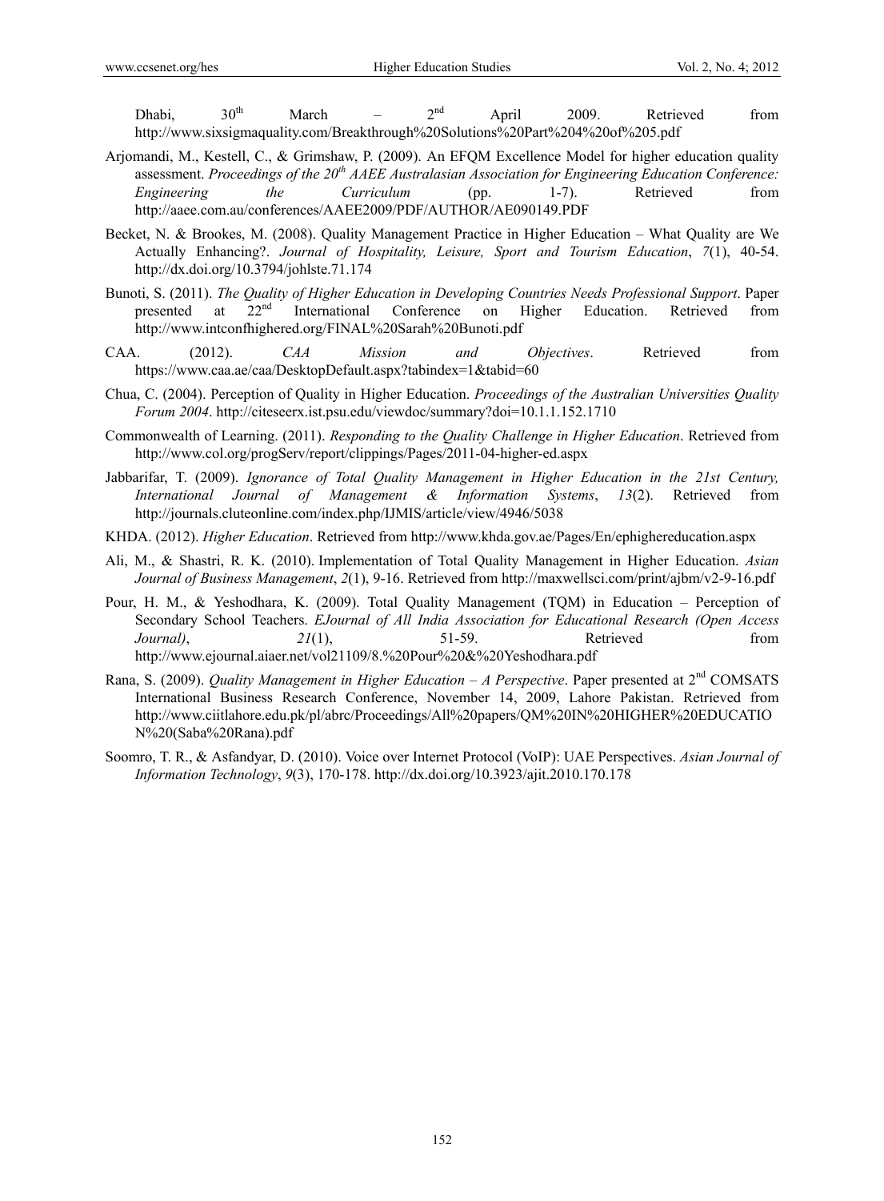Dhabi, 30th March – 2nd April 2009. Retrieved from http://www.sixsigmaquality.com/Breakthrough%20Solutions%20Part%204%20of%205.pdf

Arjomandi, M., Kestell, C., & Grimshaw, P. (2009). An EFQM Excellence Model for higher education quality assessment. *Proceedings of the 20th AAEE Australasian Association for Engineering Education Conference: Engineering the Curriculum* (pp. 1-7). Retrieved from http://aaee.com.au/conferences/AAEE2009/PDF/AUTHOR/AE090149.PDF

Becket, N. & Brookes, M. (2008). Quality Management Practice in Higher Education – What Quality are We Actually Enhancing?. *Journal of Hospitality, Leisure, Sport and Tourism Education*, *7*(1), 40-54. http://dx.doi.org/10.3794/johlste.71.174

Bunoti, S. (2011). *The Quality of Higher Education in Developing Countries Needs Professional Support*. Paper presented at 22nd International Conference on Higher Education. Retrieved from http://www.intconfhighered.org/FINAL%20Sarah%20Bunoti.pdf

CAA. (2012). *CAA Mission and Objectives*. Retrieved from https://www.caa.ae/caa/DesktopDefault.aspx?tabindex=1&tabid=60

Chua, C. (2004). Perception of Quality in Higher Education. *Proceedings of the Australian Universities Quality Forum 2004*. http://citeseerx.ist.psu.edu/viewdoc/summary?doi=10.1.1.152.1710

Commonwealth of Learning. (2011). *Responding to the Quality Challenge in Higher Education*. Retrieved from http://www.col.org/progServ/report/clippings/Pages/2011-04-higher-ed.aspx

Jabbarifar, T. (2009). *Ignorance of Total Quality Management in Higher Education in the 21st Century, International Journal of Management & Information Systems*, *13*(2). Retrieved from http://journals.cluteonline.com/index.php/IJMIS/article/view/4946/5038

KHDA. (2012). *Higher Education*. Retrieved from http://www.khda.gov.ae/Pages/En/ephighereducation.aspx

Ali, M., & Shastri, R. K. (2010). Implementation of Total Quality Management in Higher Education. *Asian Journal of Business Management*, *2*(1), 9-16. Retrieved from http://maxwellsci.com/print/ajbm/v2-9-16.pdf

Pour, H. M., & Yeshodhara, K. (2009). Total Quality Management (TQM) in Education – Perception of Secondary School Teachers. *EJournal of All India Association for Educational Research (Open Access Journal)*, *21*(1), 51-59. Retrieved from http://www.ejournal.aiaer.net/vol21109/8.%20Pour%20&%20Yeshodhara.pdf

Rana, S. (2009). *Quality Management in Higher Education – A Perspective*. Paper presented at 2nd COMSATS International Business Research Conference, November 14, 2009, Lahore Pakistan. Retrieved from http://www.ciitlahore.edu.pk/pl/abrc/Proceedings/All%20papers/QM%20IN%20HIGHER%20EDUCATION%20(Saba%20Rana).pdf

Soomro, T. R., & Asfandyar, D. (2010). Voice over Internet Protocol (VoIP): UAE Perspectives. *Asian Journal of Information Technology*, *9*(3), 170-178. http://dx.doi.org/10.3923/ajit.2010.170.178